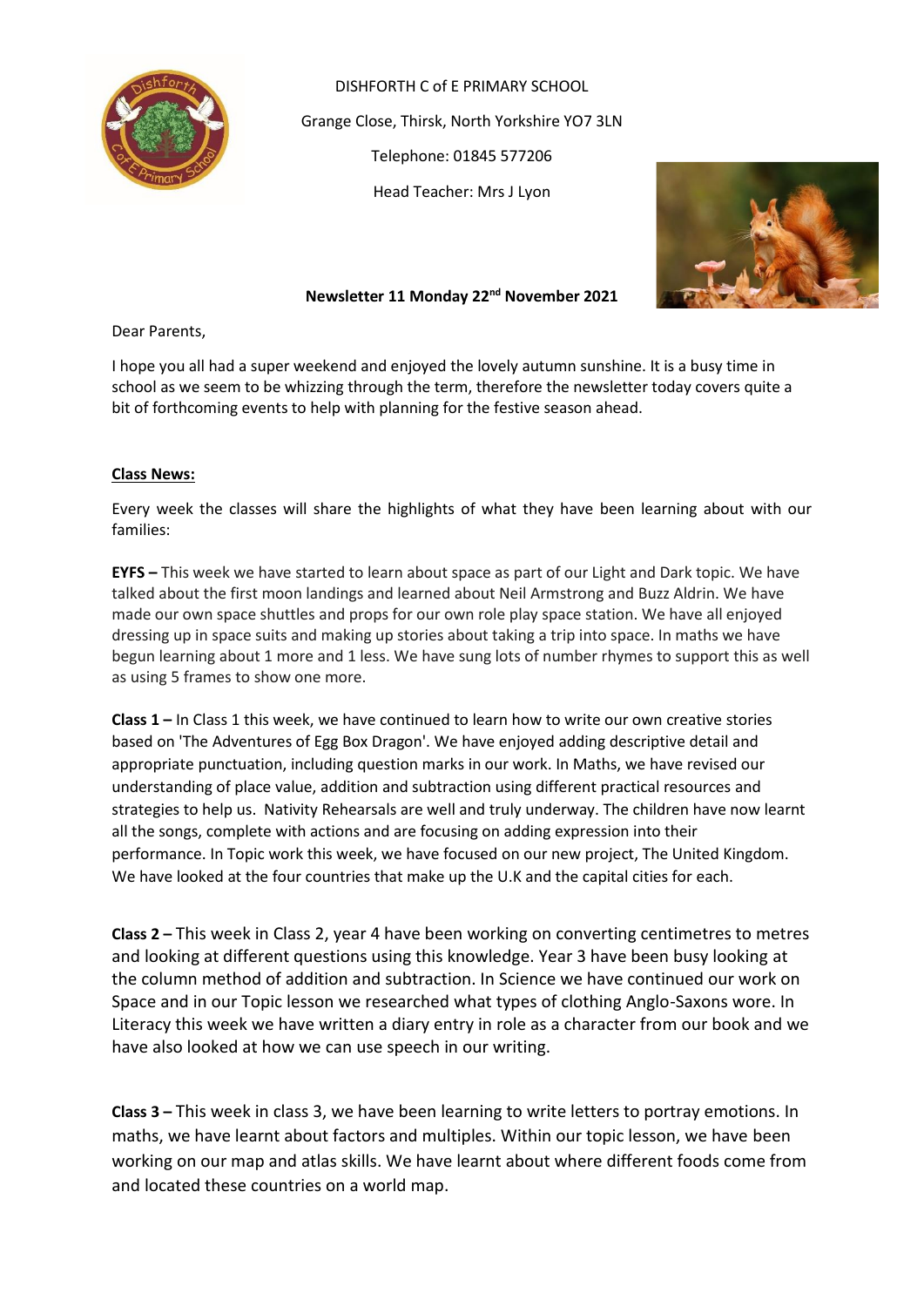DISHFORTH C of E PRIMARY SCHOOL

Grange Close, Thirsk, North Yorkshire YO7 3LN

Telephone: 01845 577206

Head Teacher: Mrs J Lyon

**Newsletter 11 Monday 22nd November 2021**

Dear Parents,

I hope you all had a super weekend and enjoyed the lovely autumn sunshine. It is a busy time in school as we seem to be whizzing through the term, therefore the newsletter today covers quite a bit of forthcoming events to help with planning for the festive season ahead.

**Class News:**

Every week the classes will share the highlights of what they have been learning about with our families:

**EYFS –** This week we have started to learn about space as part of our Light and Dark topic. We have talked about the first moon landings and learned about Neil Armstrong and Buzz Aldrin. We have made our own space shuttles and props for our own role play space station. We have all enjoyed dressing up in space suits and making up stories about taking a trip into space. In maths we have begun learning about 1 more and 1 less. We have sung lots of number rhymes to support this as well as using 5 frames to show one more.

**Class 1 –** In Class 1 this week, we have continued to learn how to write our own creative stories based on 'The Adventures of Egg Box Dragon'. We have enjoyed adding descriptive detail and appropriate punctuation, including question marks in our work. In Maths, we have revised our understanding of place value, addition and subtraction using different practical resources and strategies to help us. Nativity Rehearsals are well and truly underway. The children have now learnt all the songs, complete with actions and are focusing on adding expression into their performance. In Topic work this week, we have focused on our new project, The United Kingdom. We have looked at the four countries that make up the U.K and the capital cities for each.

**Class 2 –** This week in Class 2, year 4 have been working on converting centimetres to metres and looking at different questions using this knowledge. Year 3 have been busy looking at the column method of addition and subtraction. In Science we have continued our work on Space and in our Topic lesson we researched what types of clothing Anglo-Saxons wore. In Literacy this week we have written a diary entry in role as a character from our book and we have also looked at how we can use speech in our writing.

**Class 3 –** This week in class 3, we have been learning to write letters to portray emotions. In maths, we have learnt about factors and multiples. Within our topic lesson, we have been working on our map and atlas skills. We have learnt about where different foods come from and located these countries on a world map.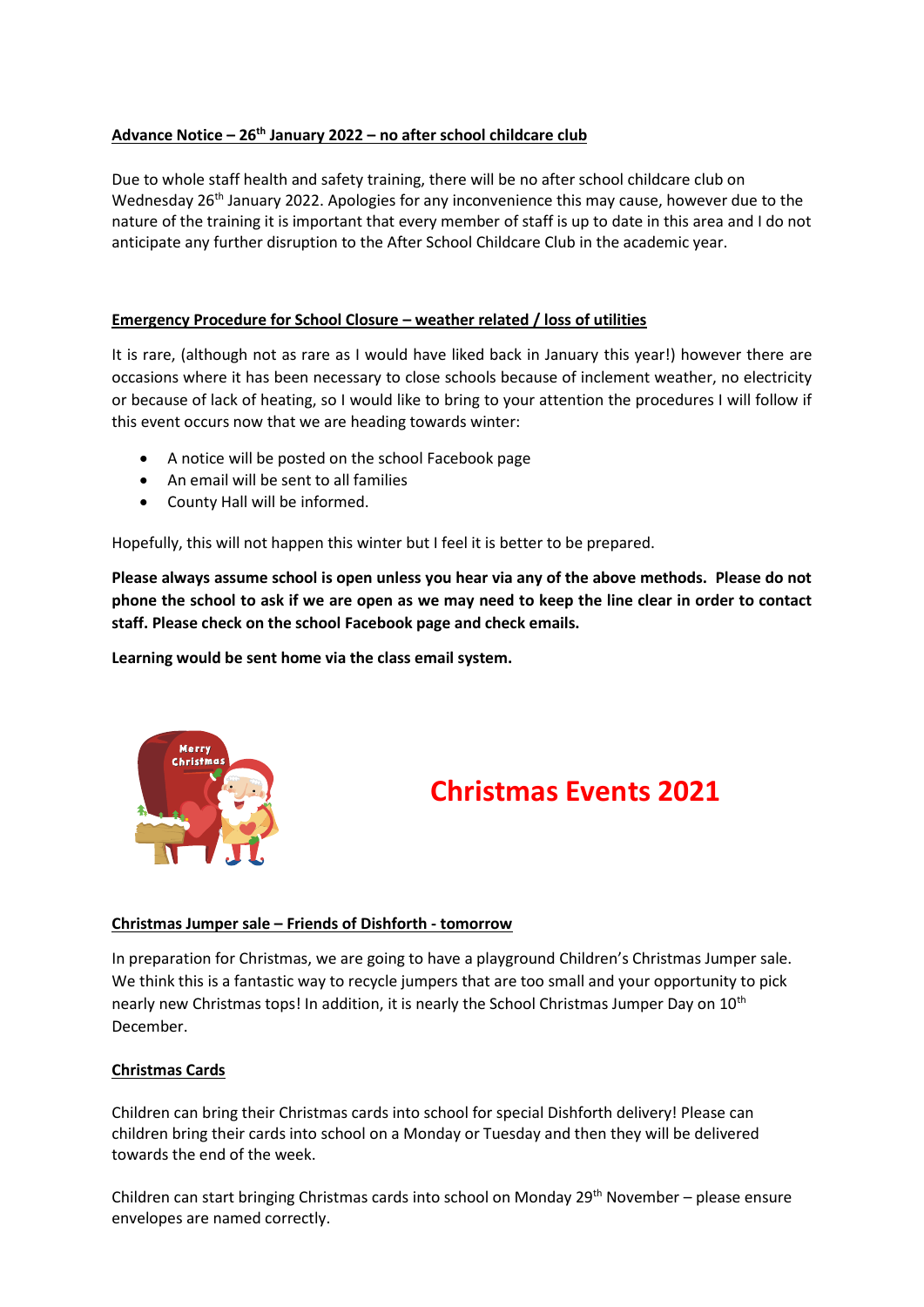**Advance Notice – 26th January 2022 – no after school childcare club**

Due to whole staff health and safety training, there will be no after school childcare club on Wednesday 26th January 2022. Apologies for any inconvenience this may cause, however due to the nature of the training it is important that every member of staff is up to date in this area and I do not anticipate any further disruption to the After School Childcare Club in the academic year.

**Emergency Procedure for School Closure – weather related / loss of utilities**

It is rare, (although not as rare as I would have liked back in January this year!) however there are occasions where it has been necessary to close schools because of inclement weather, no electricity or because of lack of heating, so I would like to bring to your attention the procedures I will follow if this event occurs now that we are heading towards winter:

- A notice will be posted on the school Facebook page
- An email will be sent to all families
- County Hall will be informed.

Hopefully, this will not happen this winter but I feel it is better to be prepared.

**Please always assume school is open unless you hear via any of the above methods. Please do not phone the school to ask if we are open as we may need to keep the line clear in order to contact staff. Please check on the school Facebook page and check emails.**

**Learning would be sent home via the class email system.**

# Christmas Events 2021

**Christmas Jumper sale – Friends of Dishforth - tomorrow**

In preparation for Christmas, we are going to have a playground Children's Christmas Jumper sale. We think this is a fantastic way to recycle jumpers that are too small and your opportunity to pick nearly new Christmas tops! In addition, it is nearly the School Christmas Jumper Day on 10th December.

**Christmas Cards**

Children can bring their Christmas cards into school for special Dishforth delivery! Please can children bring their cards into school on a Monday or Tuesday and then they will be delivered towards the end of the week.

Children can start bringing Christmas cards into school on Monday 29th November – please ensure envelopes are named correctly.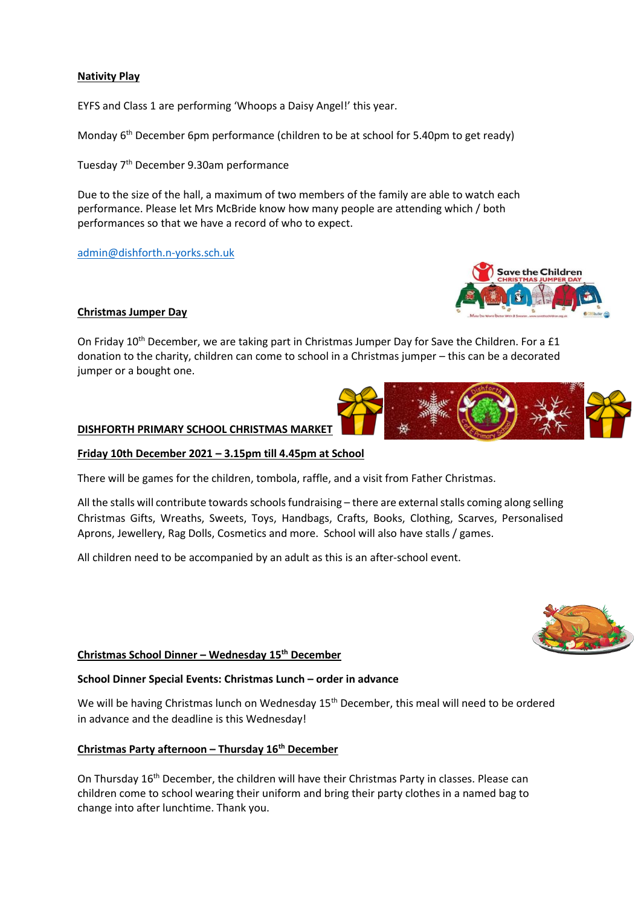**Nativity Play**

EYFS and Class 1 are performing 'Whoops a Daisy Angel!' this year.

Monday 6th December 6pm performance (children to be at school for 5.40pm to get ready)

Tuesday 7th December 9.30am performance

Due to the size of the hall, a maximum of two members of the family are able to watch each performance. Please let Mrs McBride know how many people are attending which / both performances so that we have a record of who to expect.

admin@dishforth.n-yorks.sch.uk

**Christmas Jumper Day**

On Friday 10th December, we are taking part in Christmas Jumper Day for Save the Children. For a £1 donation to the charity, children can come to school in a Christmas jumper – this can be a decorated jumper or a bought one.

**DISHFORTH PRIMARY SCHOOL CHRISTMAS MARKET**

**Friday 10th December 2021 – 3.15pm till 4.45pm at School**

There will be games for the children, tombola, raffle, and a visit from Father Christmas.

All the stalls will contribute towards schools fundraising – there are external stalls coming along selling Christmas Gifts, Wreaths, Sweets, Toys, Handbags, Crafts, Books, Clothing, Scarves, Personalised Aprons, Jewellery, Rag Dolls, Cosmetics and more. School will also have stalls / games.

All children need to be accompanied by an adult as this is an after-school event.

**Christmas School Dinner – Wednesday 15th December**

**School Dinner Special Events: Christmas Lunch – order in advance**

We will be having Christmas lunch on Wednesday 15th December, this meal will need to be ordered in advance and the deadline is this Wednesday!

**Christmas Party afternoon – Thursday 16th December**

On Thursday 16th December, the children will have their Christmas Party in classes. Please can children come to school wearing their uniform and bring their party clothes in a named bag to change into after lunchtime. Thank you.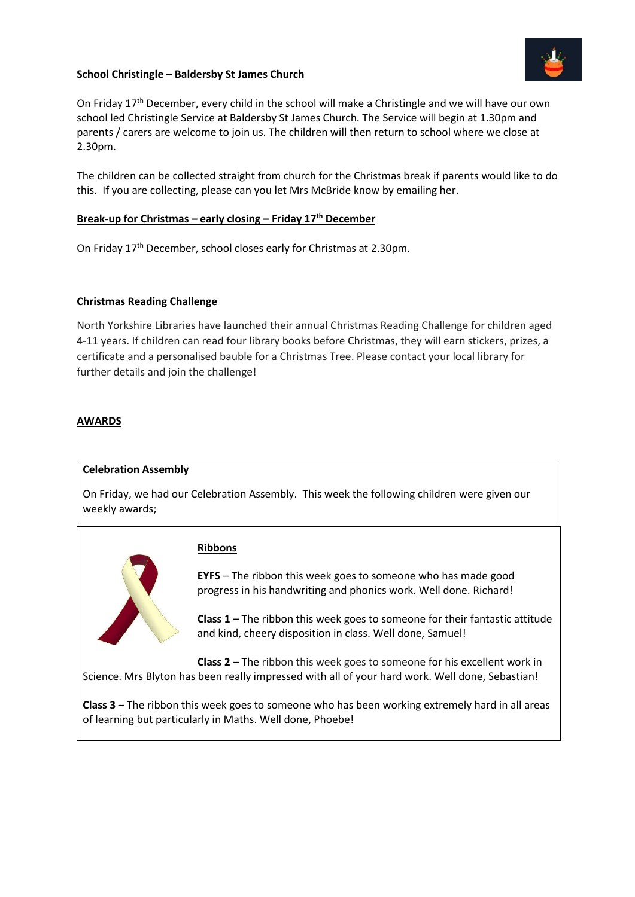## School Christingle – Baldersby St James Church

On Friday 17th December, every child in the school will make a Christingle and we will have our own school led Christingle Service at Baldersby St James Church. The Service will begin at 1.30pm and parents / carers are welcome to join us. The children will then return to school where we close at 2.30pm.

The children can be collected straight from church for the Christmas break if parents would like to do this. If you are collecting, please can you let Mrs McBride know by emailing her.

## Break-up for Christmas – early closing – Friday 17th December

On Friday 17th December, school closes early for Christmas at 2.30pm.

## Christmas Reading Challenge

North Yorkshire Libraries have launched their annual Christmas Reading Challenge for children aged 4-11 years. If children can read four library books before Christmas, they will earn stickers, prizes, a certificate and a personalised bauble for a Christmas Tree. Please contact your local library for further details and join the challenge!

## AWARDS

**Celebration Assembly**

On Friday, we had our Celebration Assembly. This week the following children were given our weekly awards;

### Ribbons

**EYFS** – The ribbon this week goes to someone who has made good progress in his handwriting and phonics work. Well done. Richard!

**Class 1 –** The ribbon this week goes to someone for their fantastic attitude and kind, cheery disposition in class. Well done, Samuel!

**Class 2** – The ribbon this week goes to someone for his excellent work in Science. Mrs Blyton has been really impressed with all of your hard work. Well done, Sebastian!

**Class 3** – The ribbon this week goes to someone who has been working extremely hard in all areas of learning but particularly in Maths. Well done, Phoebe!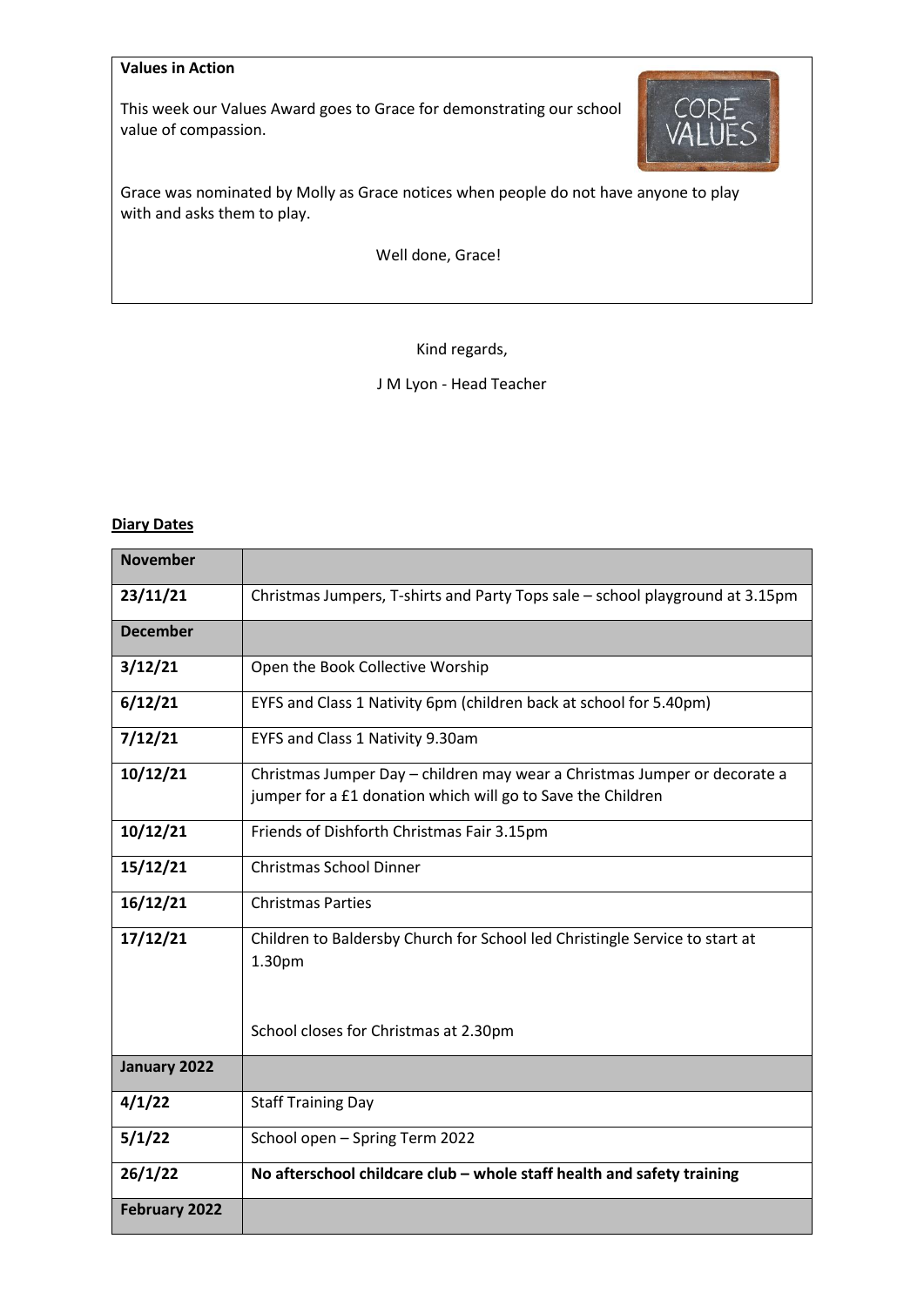**Values in Action**

This week our Values Award goes to Grace for demonstrating our school value of compassion.

Grace was nominated by Molly as Grace notices when people do not have anyone to play with and asks them to play.

Well done, Grace!

Kind regards,

J M Lyon - Head Teacher

**Diary Dates**

| **November** | |
|---|---|
| **23/11/21** | Christmas Jumpers, T-shirts and Party Tops sale – school playground at 3.15pm |
| **December** | |
| **3/12/21** | Open the Book Collective Worship |
| **6/12/21** | EYFS and Class 1 Nativity 6pm (children back at school for 5.40pm) |
| **7/12/21** | EYFS and Class 1 Nativity 9.30am |
| **10/12/21** | Christmas Jumper Day – children may wear a Christmas Jumper or decorate a jumper for a £1 donation which will go to Save the Children |
| **10/12/21** | Friends of Dishforth Christmas Fair 3.15pm |
| **15/12/21** | Christmas School Dinner |
| **16/12/21** | Christmas Parties |
| **17/12/21** | Children to Baldersby Church for School led Christingle Service to start at 1.30pm<br><br>School closes for Christmas at 2.30pm |
| **January 2022** | |
| **4/1/22** | Staff Training Day |
| **5/1/22** | School open – Spring Term 2022 |
| **26/1/22** | **No afterschool childcare club – whole staff health and safety training** |
| **February 2022** | |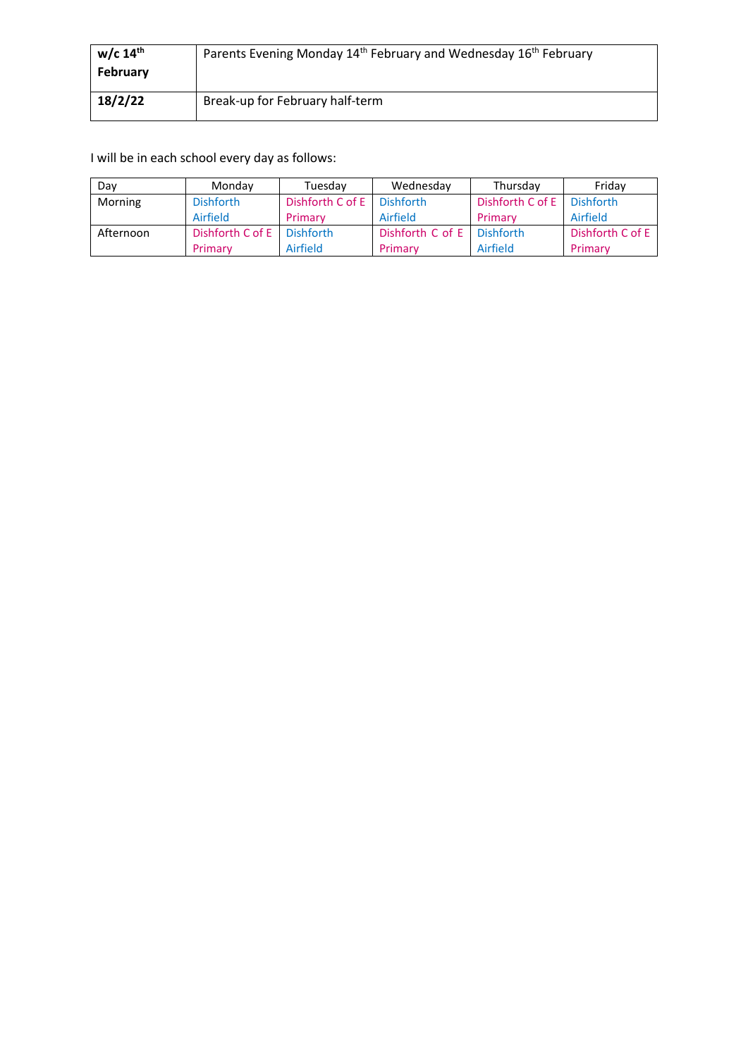| | |
|---|---|
| **w/c 14th February** | Parents Evening Monday 14th February and Wednesday 16th February |
| **18/2/22** | Break-up for February half-term |

I will be in each school every day as follows:

| Day | Monday | Tuesday | Wednesday | Thursday | Friday |
|---|---|---|---|---|---|
| Morning | Dishforth Airfield | Dishforth C of E Primary | Dishforth Airfield | Dishforth C of E Primary | Dishforth Airfield |
| Afternoon | Dishforth C of E Primary | Dishforth Airfield | Dishforth C of E Primary | Dishforth Airfield | Dishforth C of E Primary |